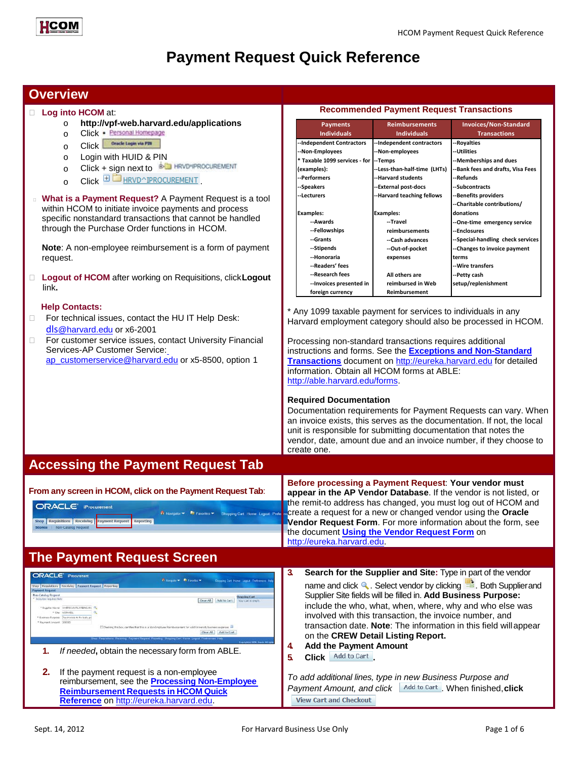# Payment Request Quick Reference

## Overview

- **Log into HCOM** at:
  - **http://vpf-web.harvard.edu/applications**
  - Click • Personal Homepage
  - Click Oracle Login via PIN
  - Login with HUID & PIN
  - Click + sign next to HRVD^IPROCUREMENT
  - Click HRVD^IPROCUREMENT.
- **What is a Payment Request?** A Payment Request is a tool within HCOM to initiate invoice payments and process specific nonstandard transactions that cannot be handled through the Purchase Order functions in HCOM.

  **Note**: A non-employee reimbursement is a form of payment request.
- **Logout of HCOM** after working on Requisitions, click **Logout** link.

**Help Contacts:**

- For technical issues, contact the HU IT Help Desk: dls@harvard.edu or x6-2001
- For customer service issues, contact University Financial Services-AP Customer Service: ap_customerservice@harvard.edu or x5-8500, option 1

### Recommended Payment Request Transactions

| Payments Individuals | Reimbursements Individuals | Invoices/Non-Standard Transactions |
|---|---|---|
| --Independent Contractors<br>--Non-Employees<br>* Taxable 1099 services - for (examples):<br>--Performers<br>--Speakers<br>--Lecturers<br><br>Examples:<br>--Awards<br>--Fellowships<br>--Grants<br>--Stipends<br>--Honoraria<br>--Readers' fees<br>--Research fees<br>--Invoices presented in foreign currency | --Independent contractors<br>--Non-employees<br>--Temps<br>--Less-than-half-time (LHTs)<br>--Harvard students<br>--External post-docs<br>--Harvard teaching fellows<br><br>Examples:<br>--Travel reimbursements<br>--Cash advances<br>--Out-of-pocket expenses<br><br>All others are reimbursed in Web Reimbursement | --Royalties<br>--Utilities<br>--Memberships and dues<br>--Bank fees and drafts, Visa Fees<br>--Refunds<br>--Subcontracts<br>--Benefits providers<br>--Charitable contributions/ donations<br>--One-time emergency service<br>--Enclosures<br>--Special-handling check services<br>--Changes to invoice payment terms<br>--Wire transfers<br>--Petty cash setup/replenishment |

\* Any 1099 taxable payment for services to individuals in any Harvard employment category should also be processed in HCOM.

Processing non-standard transactions requires additional instructions and forms. See the **Exceptions and Non-Standard Transactions** document on http://eureka.harvard.edu for detailed information. Obtain all HCOM forms at ABLE: http://able.harvard.edu/forms.

**Required Documentation**

Documentation requirements for Payment Requests can vary. When an invoice exists, this serves as the documentation. If not, the local unit is responsible for submitting documentation that notes the vendor, date, amount due and an invoice number, if they choose to create one.

## Accessing the Payment Request Tab

**From any screen in HCOM, click on the Payment Request Tab:**

**Before processing a Payment Request**: **Your vendor must appear in the AP Vendor Database**. If the vendor is not listed, or the remit-to address has changed, you must log out of HCOM and create a request for a new or changed vendor using the **Oracle Vendor Request Form**. For more information about the form, see the document **Using the Vendor Request Form** on http://eureka.harvard.edu.

## The Payment Request Screen

1. *If needed*, obtain the necessary form from ABLE.
2. If the payment request is a non-employee reimbursement, see the **Processing Non-Employee Reimbursement Requests in HCOM Quick Reference** on http://eureka.harvard.edu.
3. **Search for the Supplier and Site:** Type in part of the vendor name and click 🔍. Select vendor by clicking. Both Supplier and Supplier Site fields will be filled in. **Add Business Purpose:** include the who, what, when, where, why and who else was involved with this transaction, the invoice number, and transaction date. **Note**: The information in this field will appear on the **CREW Detail Listing Report.**
4. **Add the Payment Amount**
5. **Click** Add to Cart.

*To add additional lines, type in new Business Purpose and Payment Amount, and click* Add to Cart. When finished, **click** View Cart and Checkout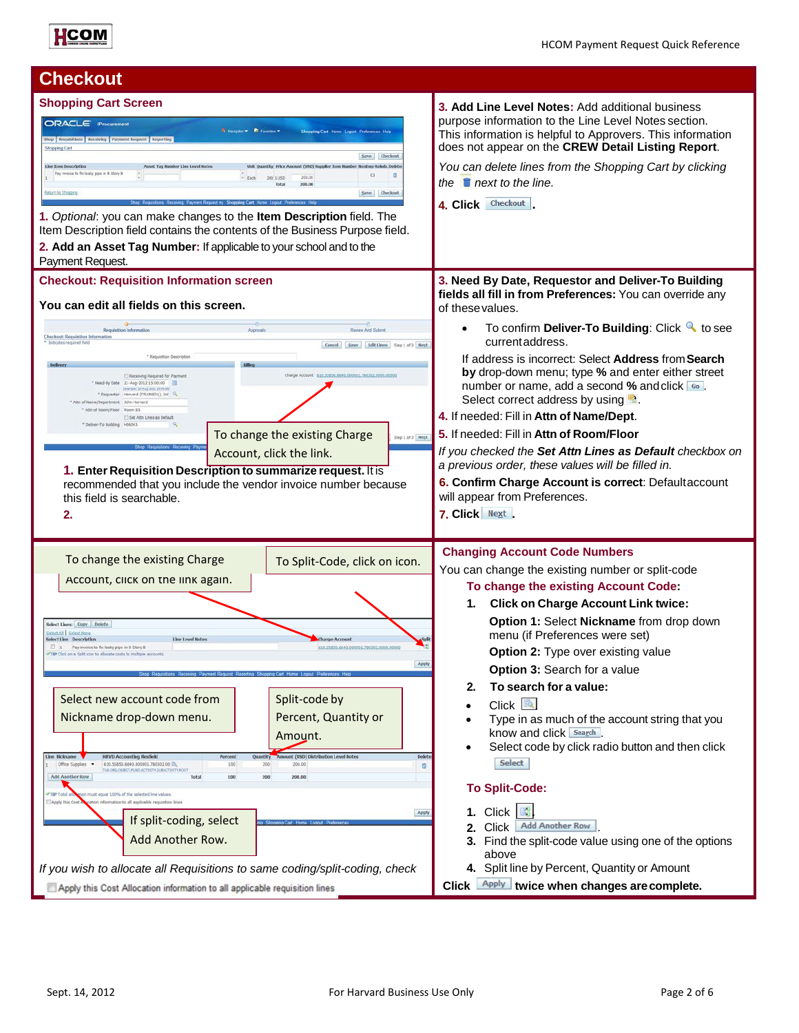# Checkout

## Shopping Cart Screen

**1.** *Optional*: you can make changes to the **Item Description** field. The Item Description field contains the contents of the Business Purpose field.

**2. Add an Asset Tag Number:** If applicable to your school and to the Payment Request.

**3. Add Line Level Notes:** Add additional business purpose information to the Line Level Notes section. This information is helpful to Approvers. This information does not appear on the **CREW Detail Listing Report**.

*You can delete lines from the Shopping Cart by clicking the next to the line.*

**4. Click** Checkout**.**

## Checkout: Requisition Information screen

**You can edit all fields on this screen.**

To change the existing Charge Account, click the link.

**1. Enter Requisition Description to summarize request.** It is recommended that you include the vendor invoice number because this field is searchable.

**2.**

**3. Need By Date, Requestor and Deliver-To Building fields all fill in from Preferences:** You can override any of these values.

- To confirm **Deliver-To Building**: Click to see current address.

If address is incorrect: Select **Address** from **Search by** drop-down menu; type **%** and enter either street number or name, add a second **%** and click Go. Select correct address by using .

**4.** If needed: Fill in **Attn of Name/Dept**.

**5.** If needed: Fill in **Attn of Room/Floor**

*If you checked the **Set Attn Lines as Default** checkbox on a previous order, these values will be filled in.*

**6. Confirm Charge Account is correct**: Default account will appear from Preferences.

**7. Click** Next**.**

To change the existing Charge Account, click the link again.

To Split-Code, click on icon.

Select new account code from Nickname drop-down menu.

Split-code by Percent, Quantity or Amount.

If split-coding, select Add Another Row.

*If you wish to allocate all Requisitions to same coding/split-coding, check* Apply this Cost Allocation information to all applicable requisition lines

## Changing Account Code Numbers

You can change the existing number or split-code

### To change the existing Account Code:

1. **Click on Charge Account Link twice:**

   **Option 1:** Select **Nickname** from drop down menu (if Preferences were set)

   **Option 2:** Type over existing value

   **Option 3:** Search for a value

2. **To search for a value:**
   - Click
   - Type in as much of the account string that you know and click Search.
   - Select code by click radio button and then click Select

### To Split-Code:

1. Click .
2. Click Add Another Row.
3. Find the split-code value using one of the options above
4. Split line by Percent, Quantity or Amount

**Click** Apply **twice when changes are complete.**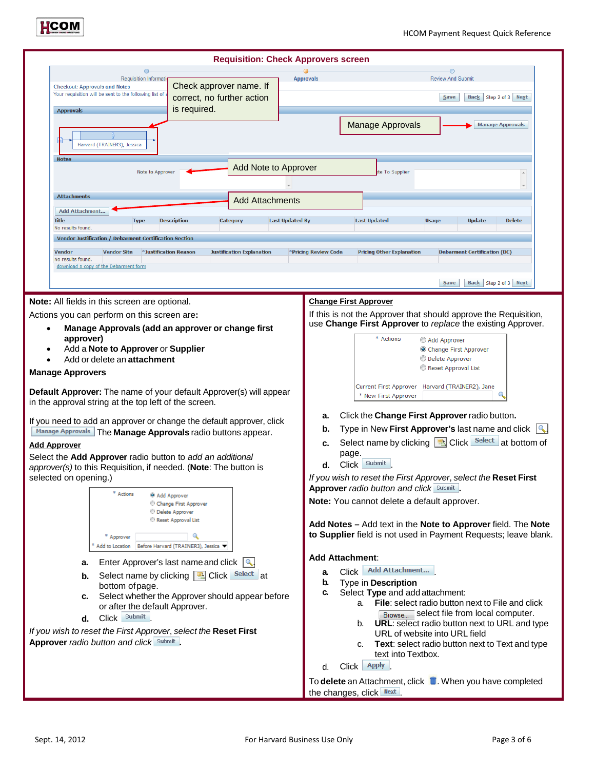## Requisition: Check Approvers screen

Check approver name. If correct, no further action is required.

Manage Approvals

Add Note to Approver

Add Attachments

**Note:** All fields in this screen are optional.

Actions you can perform on this screen are**:**

- **Manage Approvals (add an approver or change first approver)**
- Add a **Note to Approver** or **Supplier**
- Add or delete an **attachment**

**Manage Approvers**

**Default Approver:** The name of your default Approver(s) will appear in the approval string at the top left of the screen.

If you need to add an approver or change the default approver, click Manage Approvals The **Manage Approvals** radio buttons appear.

**Add Approver**

Select the **Add Approver** radio button to *add an additional approver(s)* to this Requisition, if needed. (**Note**: The button is selected on opening.)

a. Enter Approver's last name and click 
b. Select name by clicking Click Select at bottom of page.
c. Select whether the Approver should appear before or after the default Approver.
d. Click Submit.

*If you wish to reset the First Approver, select the* **Reset First Approver** *radio button and click* Submit.

**Change First Approver**

If this is not the Approver that should approve the Requisition, use **Change First Approver** to *replace* the existing Approver.

a. Click the **Change First Approver** radio button**.**
b. Type in New **First Approver's** last name and click
c. Select name by clicking Click Select at bottom of page.
d. Click Submit.

*If you wish to reset the First Approver, select the* **Reset First Approver** *radio button and click* Submit.

**Note:** You cannot delete a default approver.

**Add Notes –** Add text in the **Note to Approver** field. The **Note to Supplier** field is not used in Payment Requests; leave blank.

**Add Attachment**:

a. Click Add Attachment...
b. Type in **Description**
c. Select **Type** and add attachment:
   a. **File**: select radio button next to File and click Browse... select file from local computer.
   b. **URL**: select radio button next to URL and type URL of website into URL field
   c. **Text**: select radio button next to Text and type text into Textbox.
d. Click Apply.

To **delete** an Attachment, click . When you have completed the changes, click Next.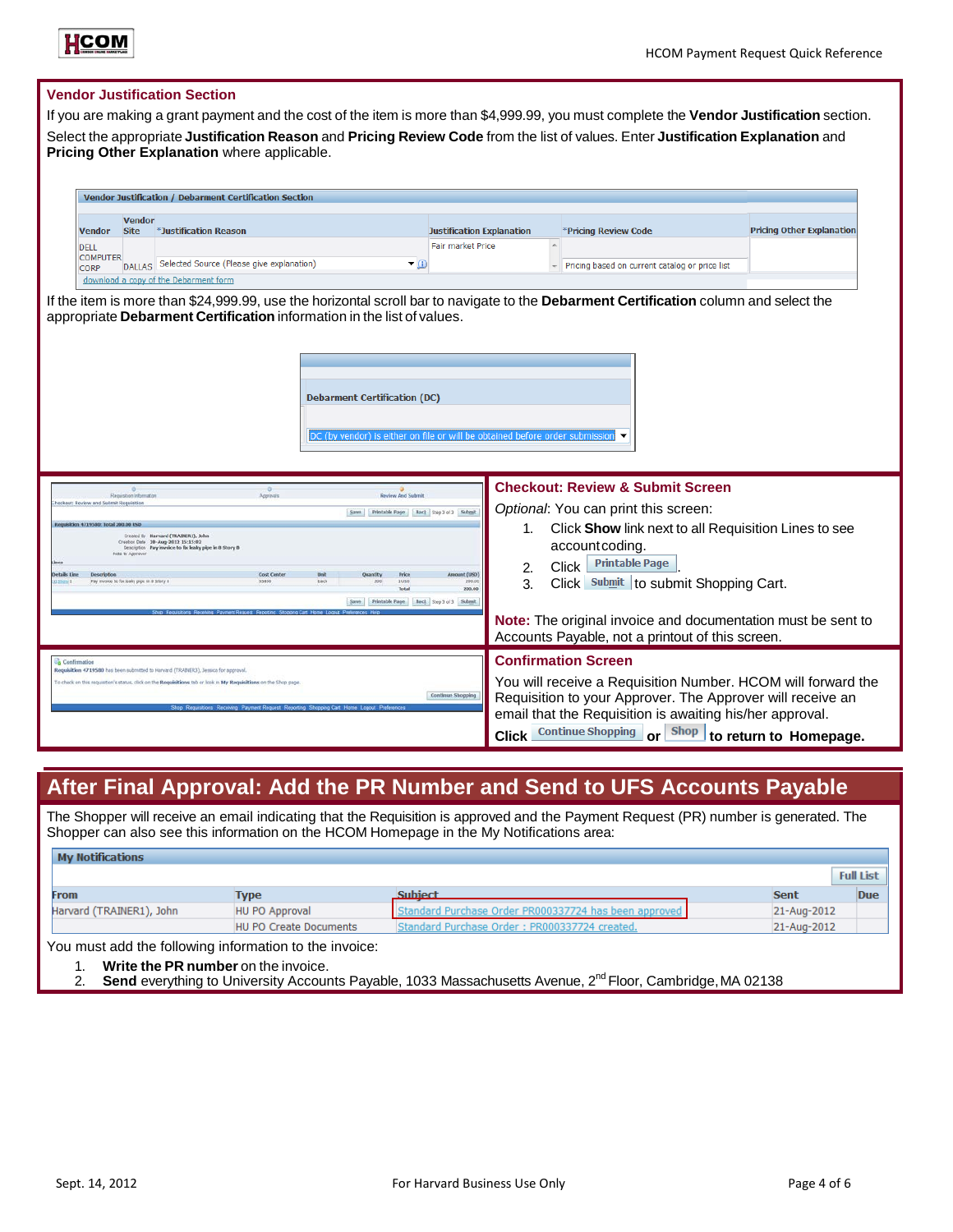## Vendor Justification Section

If you are making a grant payment and the cost of the item is more than $4,999.99, you must complete the **Vendor Justification** section.

Select the appropriate **Justification Reason** and **Pricing Review Code** from the list of values. Enter **Justification Explanation** and **Pricing Other Explanation** where applicable.

| Vendor Justification / Debarment Certification Section | | | | | |
|---|---|---|---|---|---|
| Vendor | Vendor Site | *Justification Reason | Justification Explanation | *Pricing Review Code | Pricing Other Explanation |
| DELL COMPUTER CORP | DALLAS | Selected Source (Please give explanation) | Fair market Price | Pricing based on current catalog or price list | |

download a copy of the Debarment form

If the item is more than $24,999.99, use the horizontal scroll bar to navigate to the **Debarment Certification** column and select the appropriate **Debarment Certification** information in the list of values.

| Debarment Certification (DC) |
|---|
| DC (by vendor) is either on file or will be obtained before order submission |

## Checkout: Review & Submit Screen

*Optional*: You can print this screen:

1. Click **Show** link next to all Requisition Lines to see accountcoding.
2. Click Printable Page.
3. Click Submit to submit Shopping Cart.

**Note:** The original invoice and documentation must be sent to Accounts Payable, not a printout of this screen.

## Confirmation Screen

You will receive a Requisition Number. HCOM will forward the Requisition to your Approver. The Approver will receive an email that the Requisition is awaiting his/her approval.

**Click** Continue Shopping **or** Shop **to return to Homepage.**

## After Final Approval: Add the PR Number and Send to UFS Accounts Payable

The Shopper will receive an email indicating that the Requisition is approved and the Payment Request (PR) number is generated. The Shopper can also see this information on the HCOM Homepage in the My Notifications area:

| From | Type | Subject | Sent | Due |
|---|---|---|---|---|
| Harvard (TRAINER1), John | HU PO Approval | Standard Purchase Order PR000337724 has been approved | 21-Aug-2012 | |
| | HU PO Create Documents | Standard Purchase Order : PR000337724 created. | 21-Aug-2012 | |

You must add the following information to the invoice:

1. **Write the PR number** on the invoice.
2. **Send** everything to University Accounts Payable, 1033 Massachusetts Avenue, 2nd Floor, Cambridge, MA 02138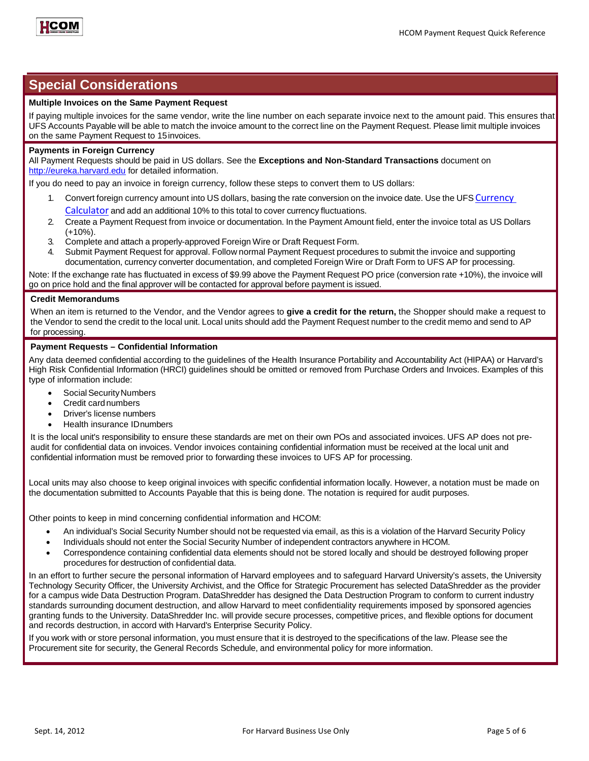## Special Considerations

### Multiple Invoices on the Same Payment Request

If paying multiple invoices for the same vendor, write the line number on each separate invoice next to the amount paid. This ensures that UFS Accounts Payable will be able to match the invoice amount to the correct line on the Payment Request. Please limit multiple invoices on the same Payment Request to 15 invoices.

### Payments in Foreign Currency

All Payment Requests should be paid in US dollars. See the **Exceptions and Non-Standard Transactions** document on http://eureka.harvard.edu for detailed information.

If you do need to pay an invoice in foreign currency, follow these steps to convert them to US dollars:

1. Convert foreign currency amount into US dollars, basing the rate conversion on the invoice date. Use the UFS Currency Calculator and add an additional 10% to this total to cover currency fluctuations.
2. Create a Payment Request from invoice or documentation. In the Payment Amount field, enter the invoice total as US Dollars (+10%).
3. Complete and attach a properly-approved Foreign Wire or Draft Request Form.
4. Submit Payment Request for approval. Follow normal Payment Request procedures to submit the invoice and supporting documentation, currency converter documentation, and completed Foreign Wire or Draft Form to UFS AP for processing.

Note: If the exchange rate has fluctuated in excess of $9.99 above the Payment Request PO price (conversion rate +10%), the invoice will go on price hold and the final approver will be contacted for approval before payment is issued.

### Credit Memorandums

When an item is returned to the Vendor, and the Vendor agrees to **give a credit for the return,** the Shopper should make a request to the Vendor to send the credit to the local unit. Local units should add the Payment Request number to the credit memo and send to AP for processing.

### Payment Requests – Confidential Information

Any data deemed confidential according to the guidelines of the Health Insurance Portability and Accountability Act (HIPAA) or Harvard's High Risk Confidential Information (HRCI) guidelines should be omitted or removed from Purchase Orders and Invoices. Examples of this type of information include:

- Social Security Numbers
- Credit card numbers
- Driver's license numbers
- Health insurance ID numbers

It is the local unit's responsibility to ensure these standards are met on their own POs and associated invoices. UFS AP does not pre-audit for confidential data on invoices. Vendor invoices containing confidential information must be received at the local unit and confidential information must be removed prior to forwarding these invoices to UFS AP for processing.

Local units may also choose to keep original invoices with specific confidential information locally. However, a notation must be made on the documentation submitted to Accounts Payable that this is being done. The notation is required for audit purposes.

Other points to keep in mind concerning confidential information and HCOM:

- An individual's Social Security Number should not be requested via email, as this is a violation of the Harvard Security Policy
- Individuals should not enter the Social Security Number of independent contractors anywhere in HCOM.
- Correspondence containing confidential data elements should not be stored locally and should be destroyed following proper procedures for destruction of confidential data.

In an effort to further secure the personal information of Harvard employees and to safeguard Harvard University's assets, the University Technology Security Officer, the University Archivist, and the Office for Strategic Procurement has selected DataShredder as the provider for a campus wide Data Destruction Program. DataShredder has designed the Data Destruction Program to conform to current industry standards surrounding document destruction, and allow Harvard to meet confidentiality requirements imposed by sponsored agencies granting funds to the University. DataShredder Inc. will provide secure processes, competitive prices, and flexible options for document and records destruction, in accord with Harvard's Enterprise Security Policy.

If you work with or store personal information, you must ensure that it is destroyed to the specifications of the law. Please see the Procurement site for security, the General Records Schedule, and environmental policy for more information.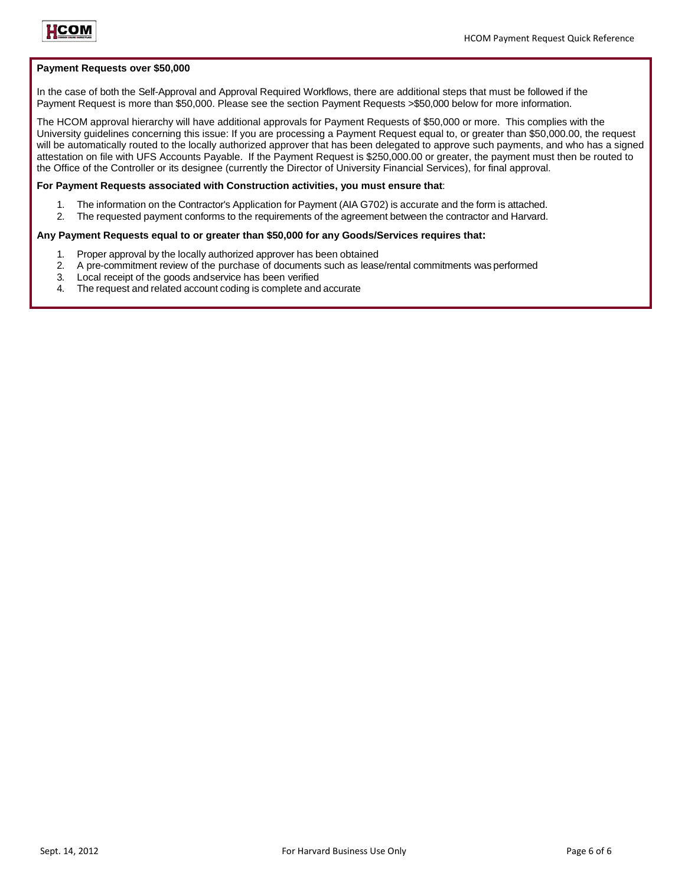**Payment Requests over $50,000**

In the case of both the Self-Approval and Approval Required Workflows, there are additional steps that must be followed if the Payment Request is more than $50,000. Please see the section Payment Requests >$50,000 below for more information.

The HCOM approval hierarchy will have additional approvals for Payment Requests of $50,000 or more. This complies with the University guidelines concerning this issue: If you are processing a Payment Request equal to, or greater than $50,000.00, the request will be automatically routed to the locally authorized approver that has been delegated to approve such payments, and who has a signed attestation on file with UFS Accounts Payable. If the Payment Request is $250,000.00 or greater, the payment must then be routed to the Office of the Controller or its designee (currently the Director of University Financial Services), for final approval.

**For Payment Requests associated with Construction activities, you must ensure that**:

1. The information on the Contractor's Application for Payment (AIA G702) is accurate and the form is attached.
2. The requested payment conforms to the requirements of the agreement between the contractor and Harvard.

**Any Payment Requests equal to or greater than $50,000 for any Goods/Services requires that:**

1. Proper approval by the locally authorized approver has been obtained
2. A pre-commitment review of the purchase of documents such as lease/rental commitments was performed
3. Local receipt of the goods andservice has been verified
4. The request and related account coding is complete and accurate